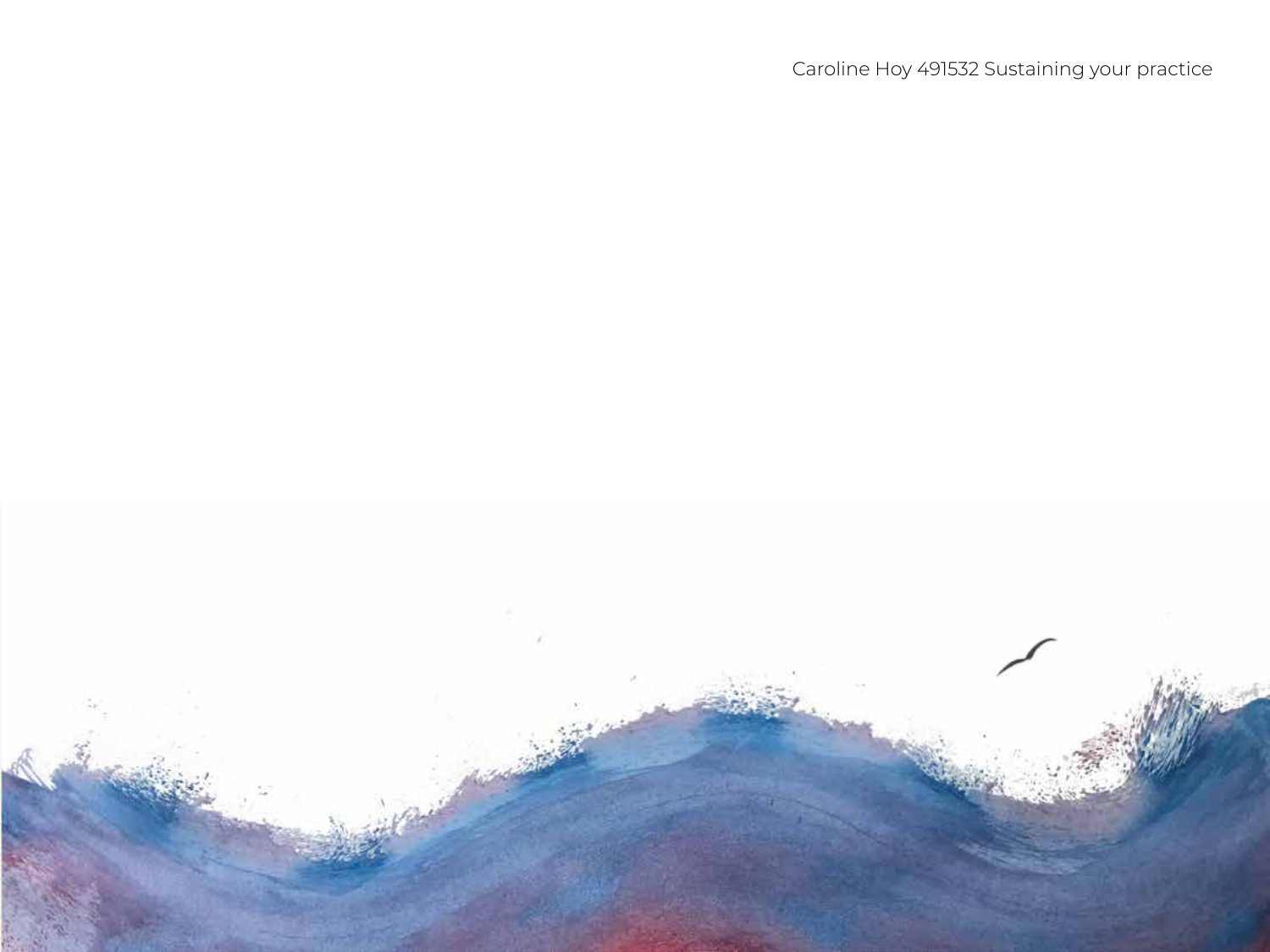Caroline Hoy 491532 Sustaining your practice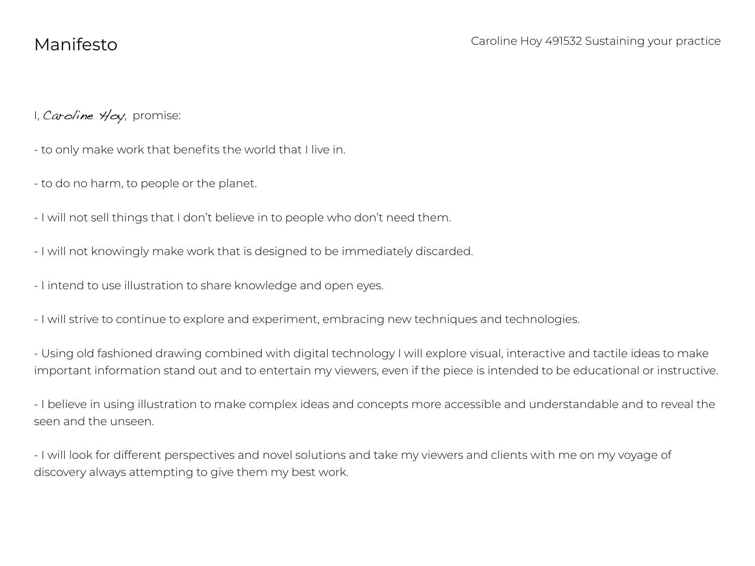# Manifesto

I, *Caroline Hoy*, promise:

- to only make work that benefits the world that I live in.
- to do no harm, to people or the planet.
- I will not sell things that I don't believe in to people who don't need them.
- I will not knowingly make work that is designed to be immediately discarded.
- I intend to use illustration to share knowledge and open eyes.
- I will strive to continue to explore and experiment, embracing new techniques and technologies.
- Using old fashioned drawing combined with digital technology I will explore visual, interactive and tactile ideas to make important information stand out and to entertain my viewers, even if the piece is intended to be educational or instructive.
- I believe in using illustration to make complex ideas and concepts more accessible and understandable and to reveal the seen and the unseen.
- I will look for different perspectives and novel solutions and take my viewers and clients with me on my voyage of discovery always attempting to give them my best work.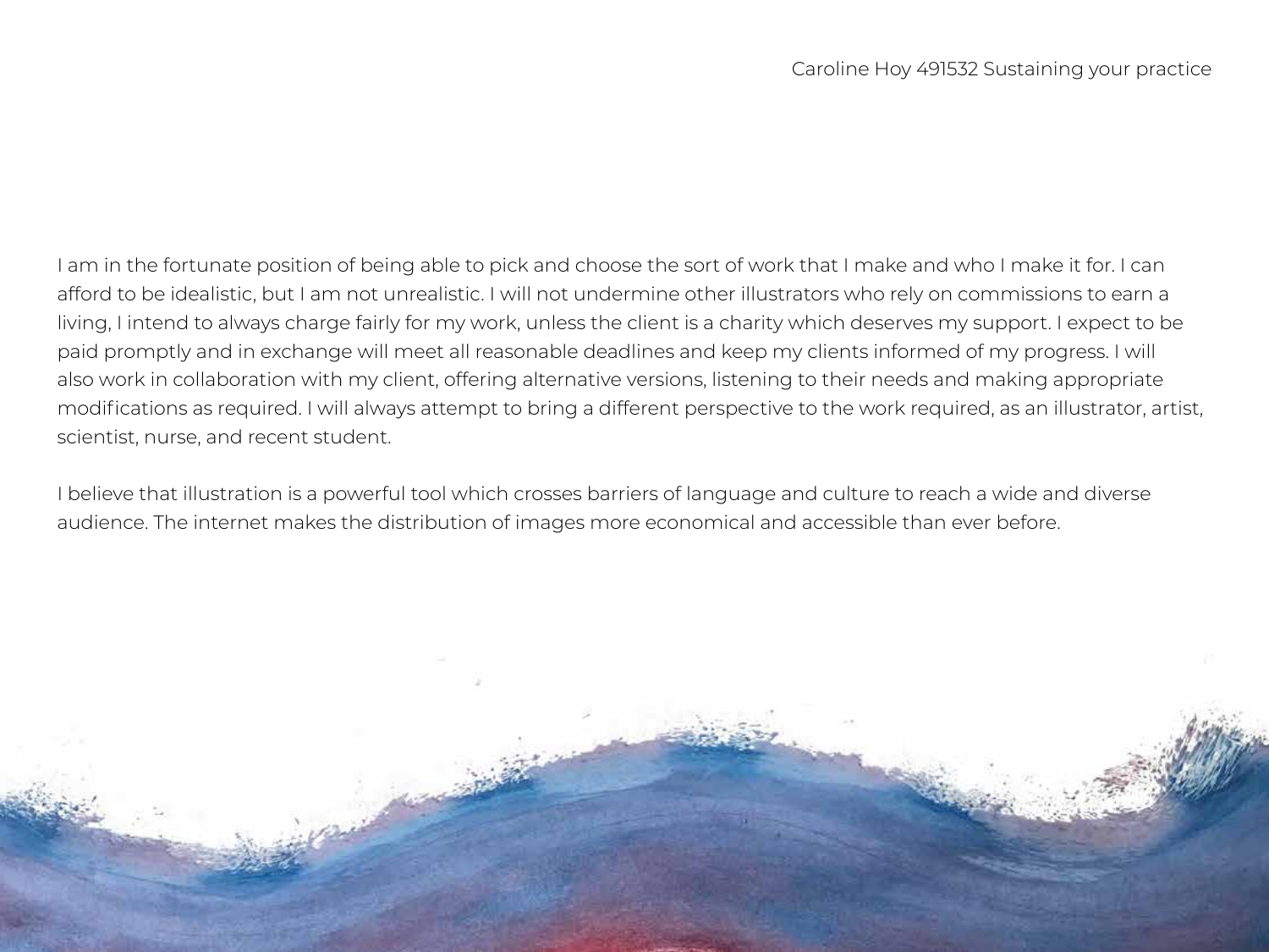I am in the fortunate position of being able to pick and choose the sort of work that I make and who I make it for. I can afford to be idealistic, but I am not unrealistic. I will not undermine other illustrators who rely on commissions to earn a living, I intend to always charge fairly for my work, unless the client is a charity which deserves my support. I expect to be paid promptly and in exchange will meet all reasonable deadlines and keep my clients informed of my progress. I will also work in collaboration with my client, offering alternative versions, listening to their needs and making appropriate modifications as required. I will always attempt to bring a different perspective to the work required, as an illustrator, artist, scientist, nurse, and recent student.

I believe that illustration is a powerful tool which crosses barriers of language and culture to reach a wide and diverse audience. The internet makes the distribution of images more economical and accessible than ever before.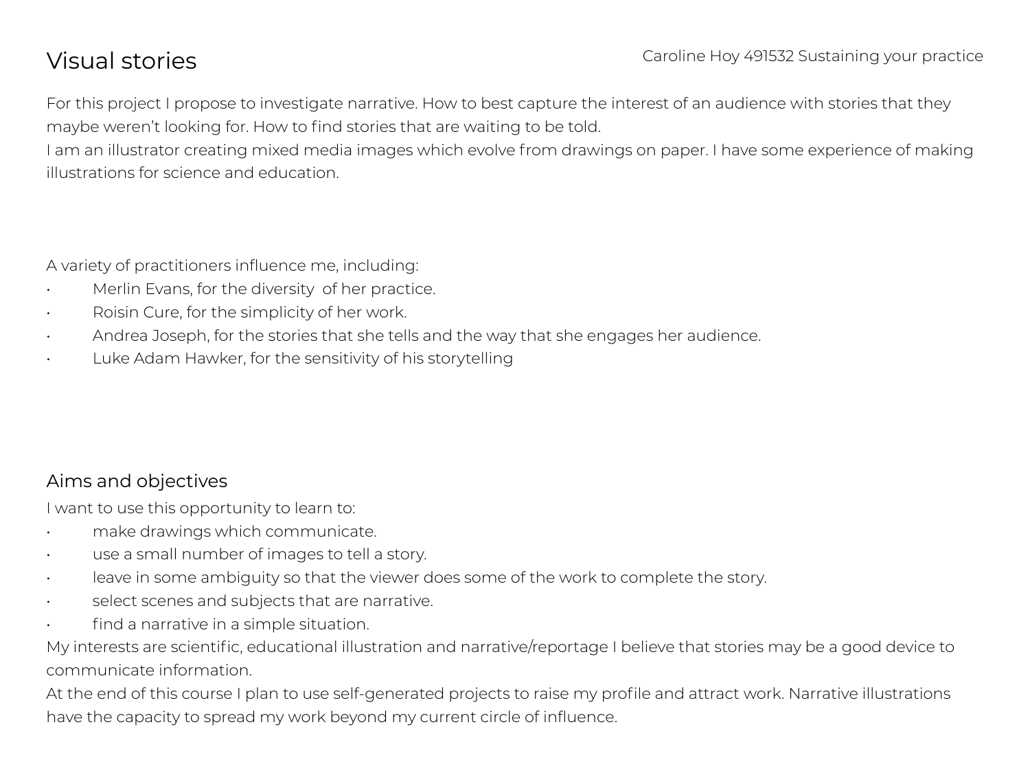# Visual stories

Caroline Hoy 491532 Sustaining your practice

For this project I propose to investigate narrative. How to best capture the interest of an audience with stories that they maybe weren't looking for. How to find stories that are waiting to be told.
I am an illustrator creating mixed media images which evolve from drawings on paper. I have some experience of making illustrations for science and education.

A variety of practitioners influence me, including:

- Merlin Evans, for the diversity of her practice.
- Roisin Cure, for the simplicity of her work.
- Andrea Joseph, for the stories that she tells and the way that she engages her audience.
- Luke Adam Hawker, for the sensitivity of his storytelling

## Aims and objectives

I want to use this opportunity to learn to:

- make drawings which communicate.
- use a small number of images to tell a story.
- leave in some ambiguity so that the viewer does some of the work to complete the story.
- select scenes and subjects that are narrative.
- find a narrative in a simple situation.

My interests are scientific, educational illustration and narrative/reportage I believe that stories may be a good device to communicate information.
At the end of this course I plan to use self-generated projects to raise my profile and attract work. Narrative illustrations have the capacity to spread my work beyond my current circle of influence.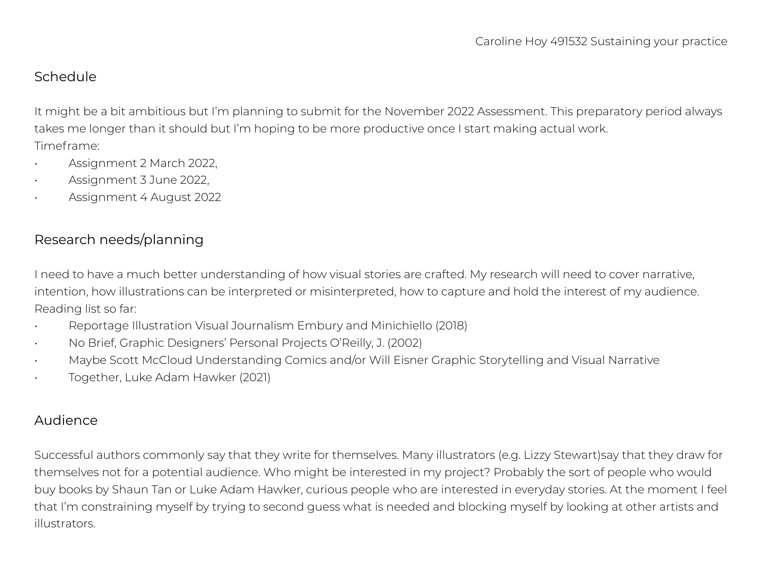## Schedule

It might be a bit ambitious but I'm planning to submit for the November 2022 Assessment. This preparatory period always takes me longer than it should but I'm hoping to be more productive once I start making actual work.
Timeframe:

- Assignment 2 March 2022,
- Assignment 3 June 2022,
- Assignment 4 August 2022

## Research needs/planning

I need to have a much better understanding of how visual stories are crafted. My research will need to cover narrative, intention, how illustrations can be interpreted or misinterpreted, how to capture and hold the interest of my audience.
Reading list so far:

- Reportage Illustration Visual Journalism Embury and Minichiello (2018)
- No Brief, Graphic Designers' Personal Projects O'Reilly, J. (2002)
- Maybe Scott McCloud Understanding Comics and/or Will Eisner Graphic Storytelling and Visual Narrative
- Together, Luke Adam Hawker (2021)

## Audience

Successful authors commonly say that they write for themselves. Many illustrators (e.g. Lizzy Stewart)say that they draw for themselves not for a potential audience. Who might be interested in my project? Probably the sort of people who would buy books by Shaun Tan or Luke Adam Hawker, curious people who are interested in everyday stories. At the moment I feel that I'm constraining myself by trying to second guess what is needed and blocking myself by looking at other artists and illustrators.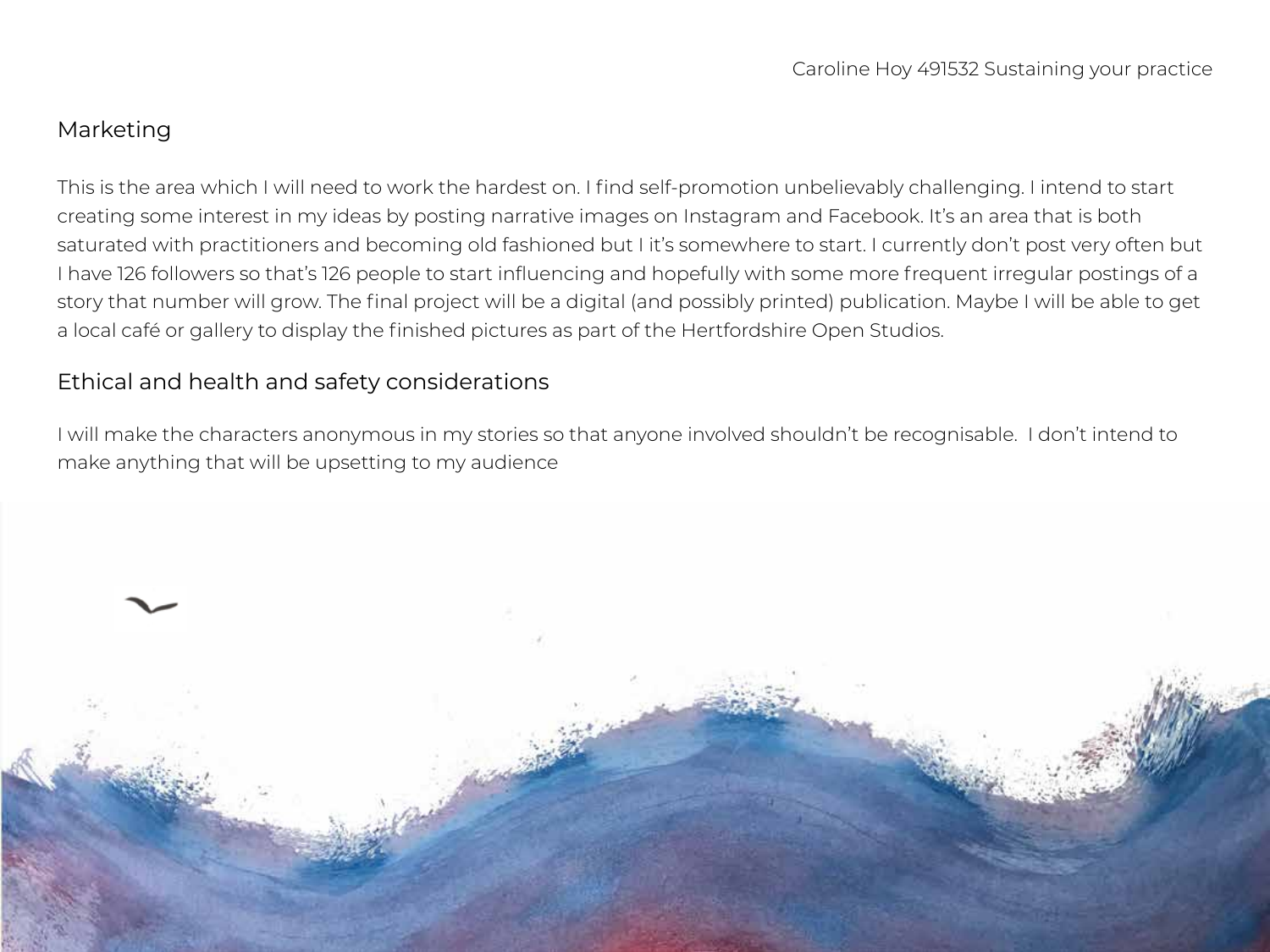## Marketing

This is the area which I will need to work the hardest on. I find self-promotion unbelievably challenging. I intend to start creating some interest in my ideas by posting narrative images on Instagram and Facebook. It's an area that is both saturated with practitioners and becoming old fashioned but I it's somewhere to start. I currently don't post very often but I have 126 followers so that's 126 people to start influencing and hopefully with some more frequent irregular postings of a story that number will grow. The final project will be a digital (and possibly printed) publication. Maybe I will be able to get a local café or gallery to display the finished pictures as part of the Hertfordshire Open Studios.

## Ethical and health and safety considerations

I will make the characters anonymous in my stories so that anyone involved shouldn't be recognisable. I don't intend to make anything that will be upsetting to my audience